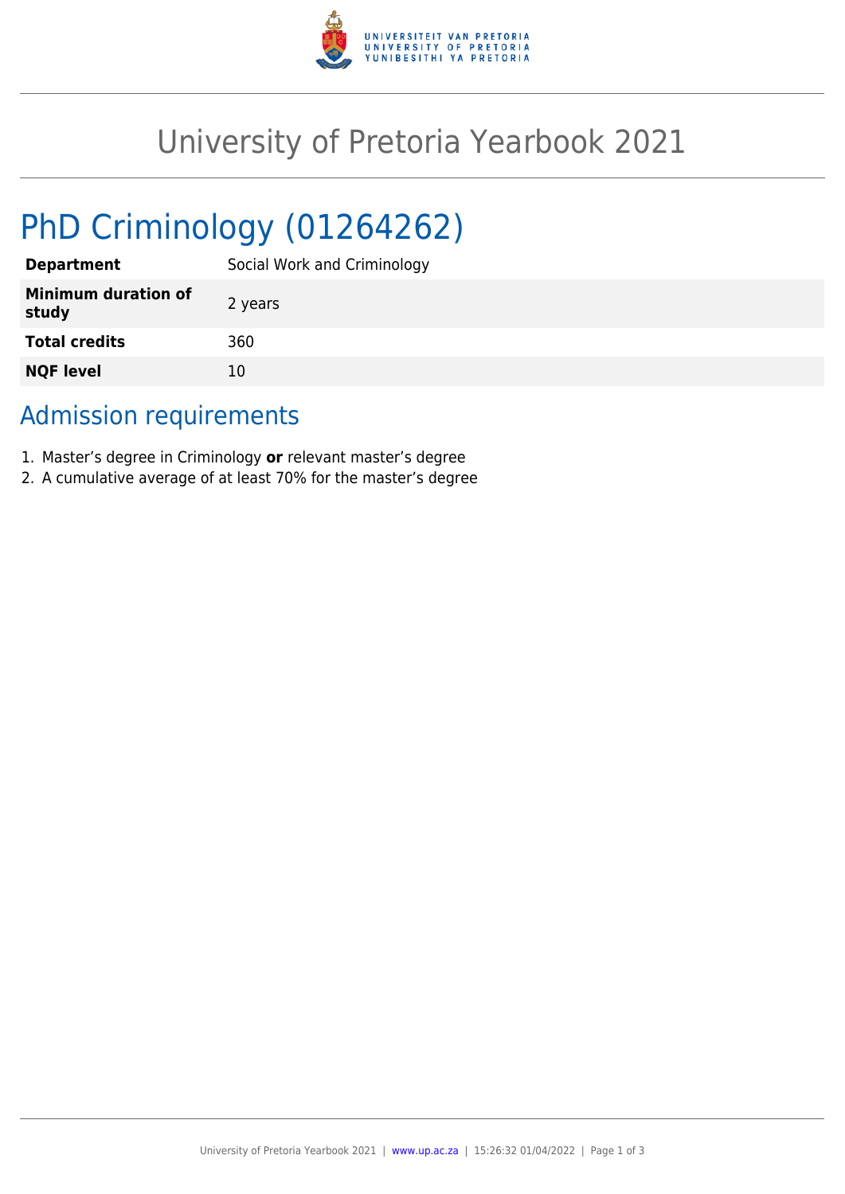# University of Pretoria Yearbook 2021

## PhD Criminology (01264262)

| | |
|---|---|
| **Department** | Social Work and Criminology |
| **Minimum duration of study** | 2 years |
| **Total credits** | 360 |
| **NQF level** | 10 |

## Admission requirements

1. Master's degree in Criminology **or** relevant master's degree
2. A cumulative average of at least 70% for the master's degree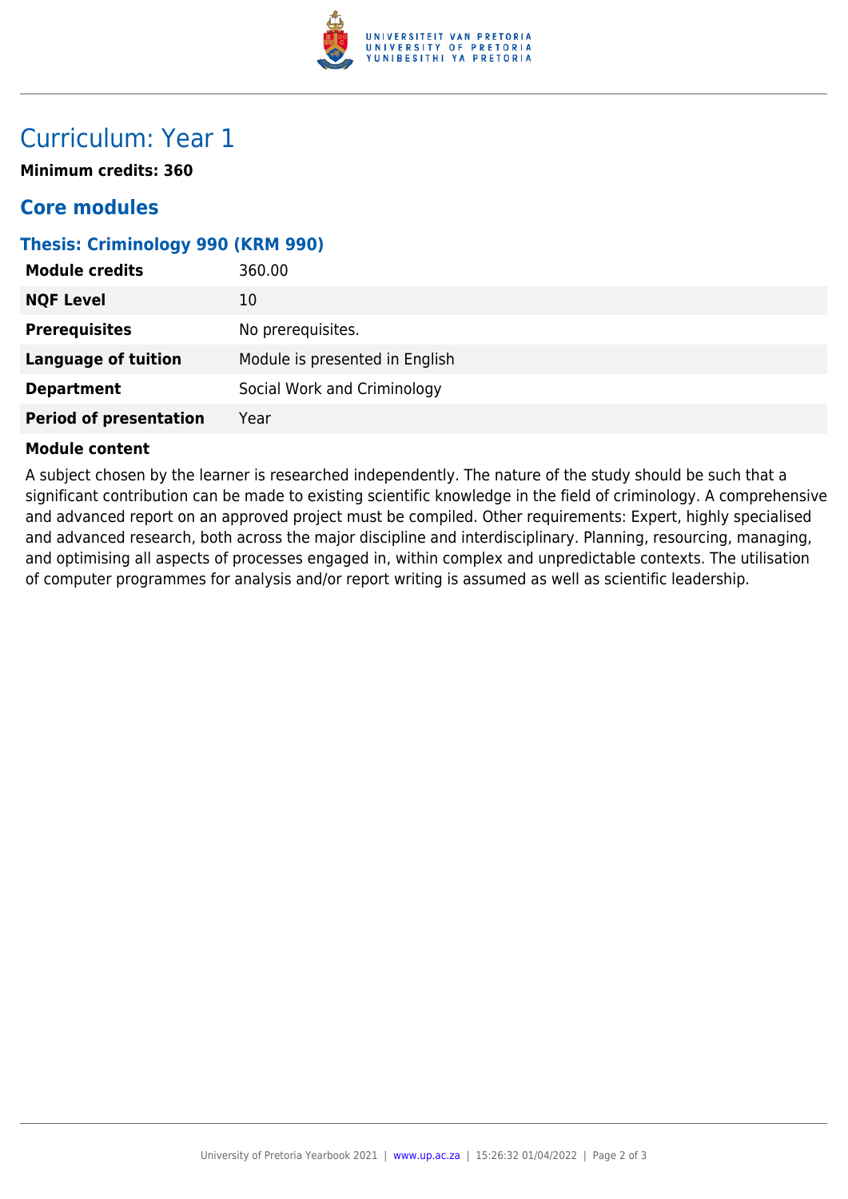# Curriculum: Year 1

**Minimum credits: 360**

## Core modules

### Thesis: Criminology 990 (KRM 990)

| | |
|---|---|
| **Module credits** | 360.00 |
| **NQF Level** | 10 |
| **Prerequisites** | No prerequisites. |
| **Language of tuition** | Module is presented in English |
| **Department** | Social Work and Criminology |
| **Period of presentation** | Year |

**Module content**

A subject chosen by the learner is researched independently. The nature of the study should be such that a significant contribution can be made to existing scientific knowledge in the field of criminology. A comprehensive and advanced report on an approved project must be compiled. Other requirements: Expert, highly specialised and advanced research, both across the major discipline and interdisciplinary. Planning, resourcing, managing, and optimising all aspects of processes engaged in, within complex and unpredictable contexts. The utilisation of computer programmes for analysis and/or report writing is assumed as well as scientific leadership.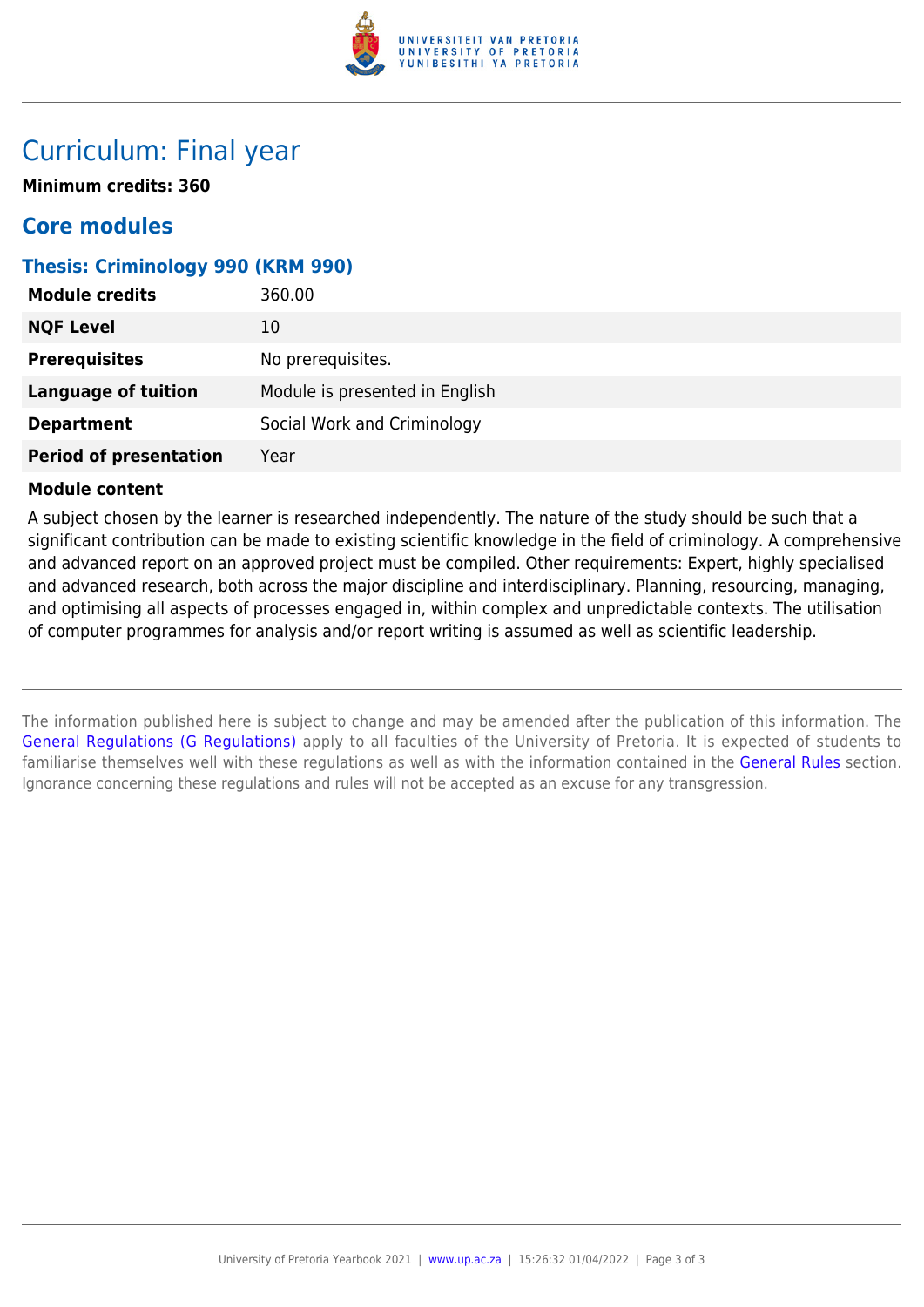# Curriculum: Final year

**Minimum credits: 360**

## Core modules

### Thesis: Criminology 990 (KRM 990)

| | |
|---|---|
| **Module credits** | 360.00 |
| **NQF Level** | 10 |
| **Prerequisites** | No prerequisites. |
| **Language of tuition** | Module is presented in English |
| **Department** | Social Work and Criminology |
| **Period of presentation** | Year |

**Module content**

A subject chosen by the learner is researched independently. The nature of the study should be such that a significant contribution can be made to existing scientific knowledge in the field of criminology. A comprehensive and advanced report on an approved project must be compiled. Other requirements: Expert, highly specialised and advanced research, both across the major discipline and interdisciplinary. Planning, resourcing, managing, and optimising all aspects of processes engaged in, within complex and unpredictable contexts. The utilisation of computer programmes for analysis and/or report writing is assumed as well as scientific leadership.

The information published here is subject to change and may be amended after the publication of this information. The General Regulations (G Regulations) apply to all faculties of the University of Pretoria. It is expected of students to familiarise themselves well with these regulations as well as with the information contained in the General Rules section. Ignorance concerning these regulations and rules will not be accepted as an excuse for any transgression.